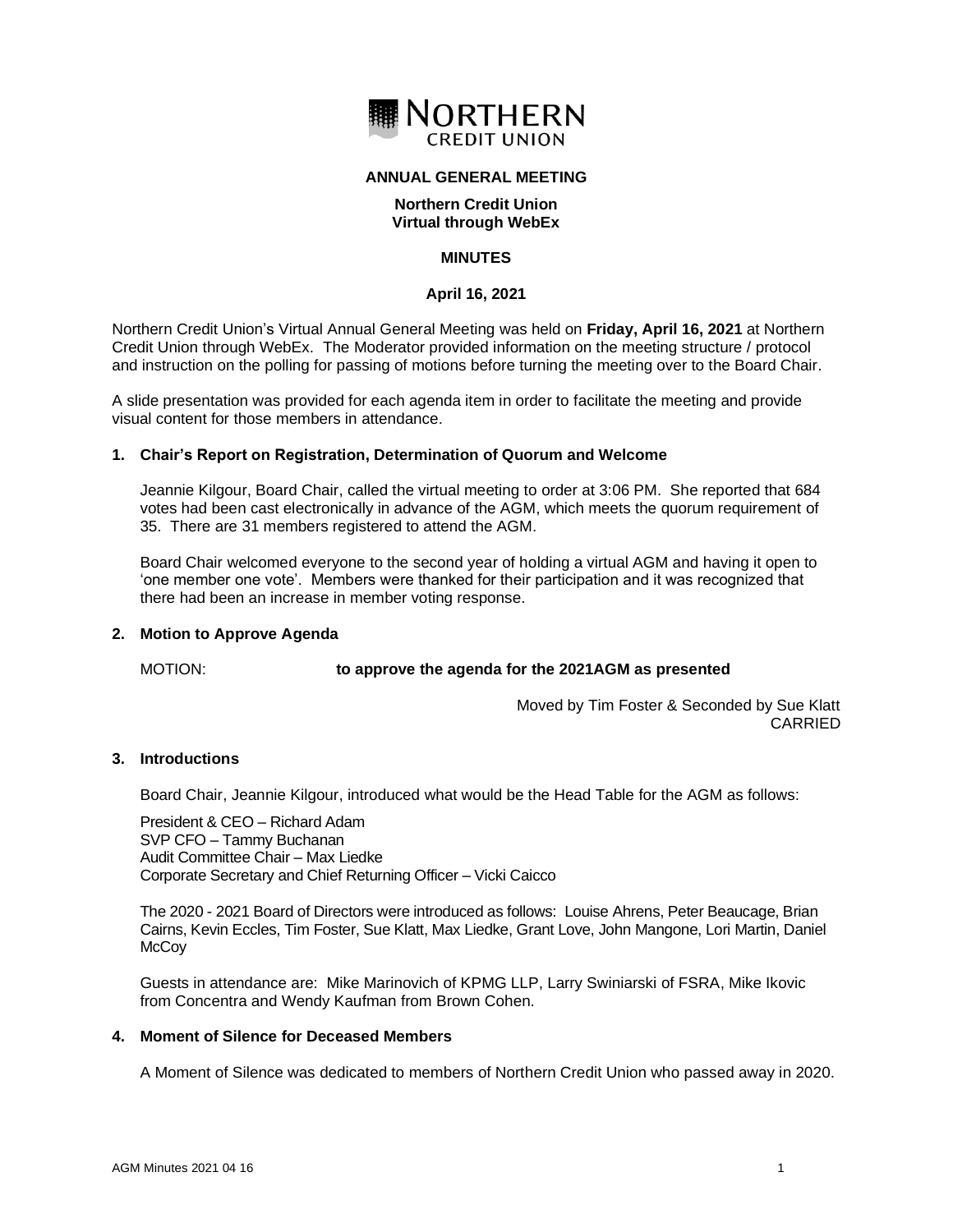NORTHERN CREDIT UNION

**ANNUAL GENERAL MEETING**

**Northern Credit Union**
**Virtual through WebEx**

**MINUTES**

**April 16, 2021**

Northern Credit Union's Virtual Annual General Meeting was held on **Friday, April 16, 2021** at Northern Credit Union through WebEx. The Moderator provided information on the meeting structure / protocol and instruction on the polling for passing of motions before turning the meeting over to the Board Chair.

A slide presentation was provided for each agenda item in order to facilitate the meeting and provide visual content for those members in attendance.

### 1. Chair's Report on Registration, Determination of Quorum and Welcome

Jeannie Kilgour, Board Chair, called the virtual meeting to order at 3:06 PM. She reported that 684 votes had been cast electronically in advance of the AGM, which meets the quorum requirement of 35. There are 31 members registered to attend the AGM.

Board Chair welcomed everyone to the second year of holding a virtual AGM and having it open to 'one member one vote'. Members were thanked for their participation and it was recognized that there had been an increase in member voting response.

### 2. Motion to Approve Agenda

MOTION: **to approve the agenda for the 2021AGM as presented**

Moved by Tim Foster & Seconded by Sue Klatt
CARRIED

### 3. Introductions

Board Chair, Jeannie Kilgour, introduced what would be the Head Table for the AGM as follows:

President & CEO – Richard Adam
SVP CFO – Tammy Buchanan
Audit Committee Chair – Max Liedke
Corporate Secretary and Chief Returning Officer – Vicki Caicco

The 2020 - 2021 Board of Directors were introduced as follows: Louise Ahrens, Peter Beaucage, Brian Cairns, Kevin Eccles, Tim Foster, Sue Klatt, Max Liedke, Grant Love, John Mangone, Lori Martin, Daniel McCoy

Guests in attendance are: Mike Marinovich of KPMG LLP, Larry Swiniarski of FSRA, Mike Ikovic from Concentra and Wendy Kaufman from Brown Cohen.

### 4. Moment of Silence for Deceased Members

A Moment of Silence was dedicated to members of Northern Credit Union who passed away in 2020.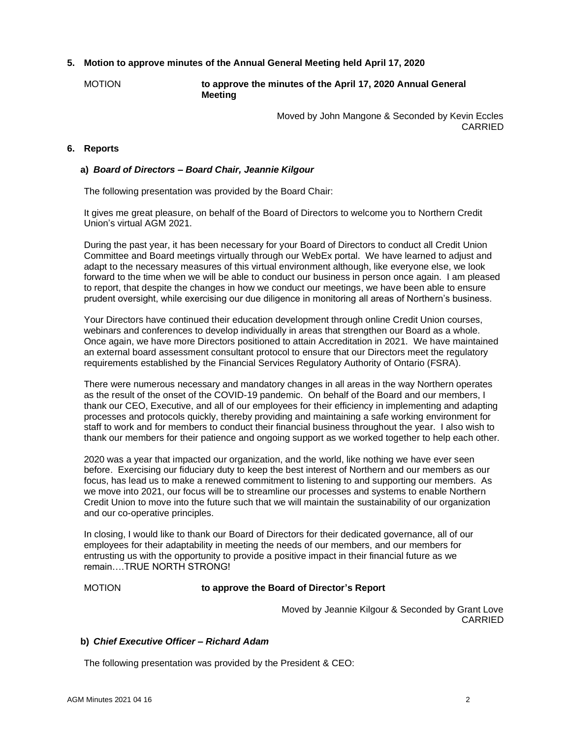**5. Motion to approve minutes of the Annual General Meeting held April 17, 2020**

MOTION **to approve the minutes of the April 17, 2020 Annual General Meeting**

Moved by John Mangone & Seconded by Kevin Eccles
CARRIED

**6. Reports**

**a)** ***Board of Directors – Board Chair, Jeannie Kilgour***

The following presentation was provided by the Board Chair:

It gives me great pleasure, on behalf of the Board of Directors to welcome you to Northern Credit Union's virtual AGM 2021.

During the past year, it has been necessary for your Board of Directors to conduct all Credit Union Committee and Board meetings virtually through our WebEx portal. We have learned to adjust and adapt to the necessary measures of this virtual environment although, like everyone else, we look forward to the time when we will be able to conduct our business in person once again. I am pleased to report, that despite the changes in how we conduct our meetings, we have been able to ensure prudent oversight, while exercising our due diligence in monitoring all areas of Northern's business.

Your Directors have continued their education development through online Credit Union courses, webinars and conferences to develop individually in areas that strengthen our Board as a whole. Once again, we have more Directors positioned to attain Accreditation in 2021. We have maintained an external board assessment consultant protocol to ensure that our Directors meet the regulatory requirements established by the Financial Services Regulatory Authority of Ontario (FSRA).

There were numerous necessary and mandatory changes in all areas in the way Northern operates as the result of the onset of the COVID-19 pandemic. On behalf of the Board and our members, I thank our CEO, Executive, and all of our employees for their efficiency in implementing and adapting processes and protocols quickly, thereby providing and maintaining a safe working environment for staff to work and for members to conduct their financial business throughout the year. I also wish to thank our members for their patience and ongoing support as we worked together to help each other.

2020 was a year that impacted our organization, and the world, like nothing we have ever seen before. Exercising our fiduciary duty to keep the best interest of Northern and our members as our focus, has lead us to make a renewed commitment to listening to and supporting our members. As we move into 2021, our focus will be to streamline our processes and systems to enable Northern Credit Union to move into the future such that we will maintain the sustainability of our organization and our co-operative principles.

In closing, I would like to thank our Board of Directors for their dedicated governance, all of our employees for their adaptability in meeting the needs of our members, and our members for entrusting us with the opportunity to provide a positive impact in their financial future as we remain….TRUE NORTH STRONG!

MOTION **to approve the Board of Director's Report**

Moved by Jeannie Kilgour & Seconded by Grant Love
CARRIED

**b)** ***Chief Executive Officer – Richard Adam***

The following presentation was provided by the President & CEO: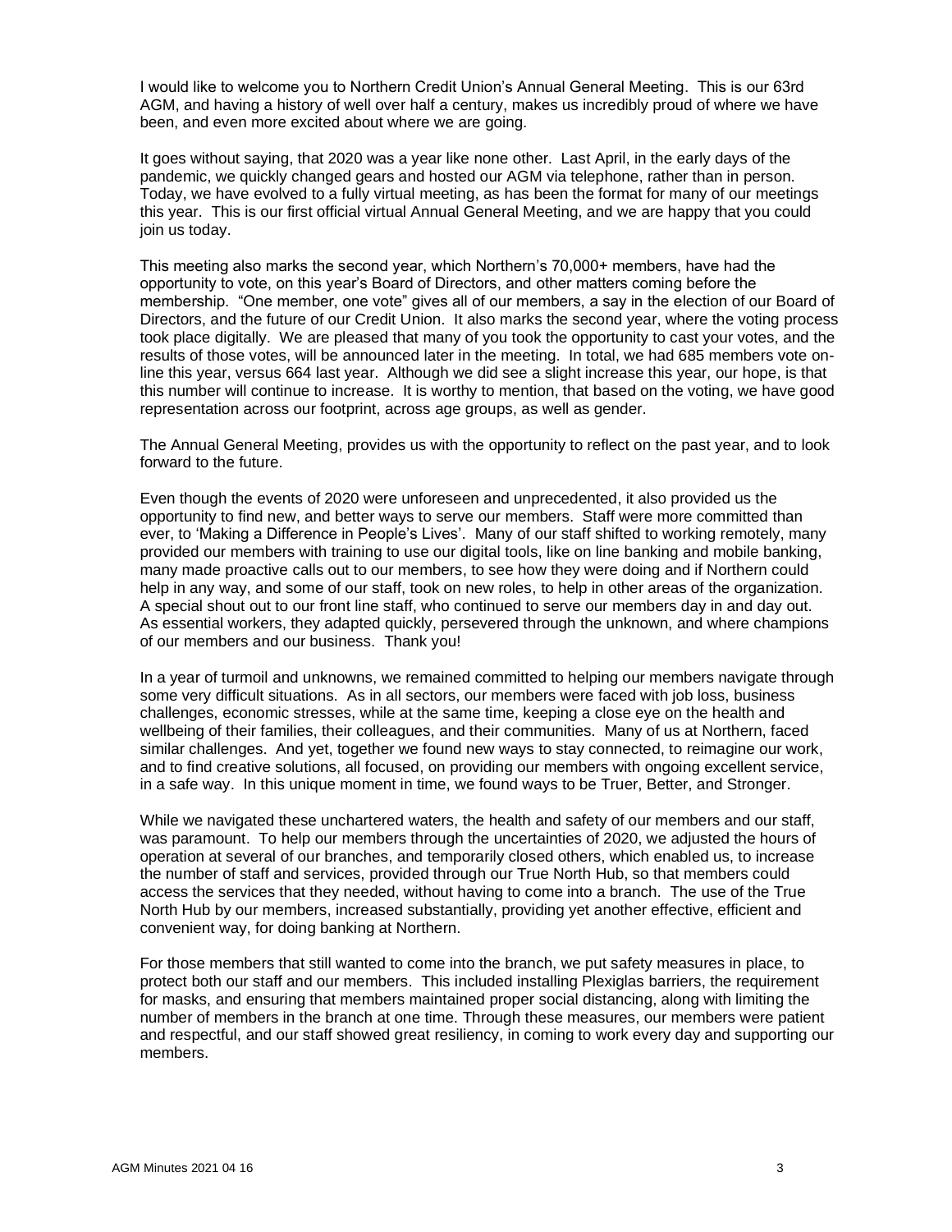I would like to welcome you to Northern Credit Union's Annual General Meeting. This is our 63rd AGM, and having a history of well over half a century, makes us incredibly proud of where we have been, and even more excited about where we are going.

It goes without saying, that 2020 was a year like none other. Last April, in the early days of the pandemic, we quickly changed gears and hosted our AGM via telephone, rather than in person. Today, we have evolved to a fully virtual meeting, as has been the format for many of our meetings this year. This is our first official virtual Annual General Meeting, and we are happy that you could join us today.

This meeting also marks the second year, which Northern's 70,000+ members, have had the opportunity to vote, on this year's Board of Directors, and other matters coming before the membership. "One member, one vote" gives all of our members, a say in the election of our Board of Directors, and the future of our Credit Union. It also marks the second year, where the voting process took place digitally. We are pleased that many of you took the opportunity to cast your votes, and the results of those votes, will be announced later in the meeting. In total, we had 685 members vote on-line this year, versus 664 last year. Although we did see a slight increase this year, our hope, is that this number will continue to increase. It is worthy to mention, that based on the voting, we have good representation across our footprint, across age groups, as well as gender.

The Annual General Meeting, provides us with the opportunity to reflect on the past year, and to look forward to the future.

Even though the events of 2020 were unforeseen and unprecedented, it also provided us the opportunity to find new, and better ways to serve our members. Staff were more committed than ever, to 'Making a Difference in People's Lives'. Many of our staff shifted to working remotely, many provided our members with training to use our digital tools, like on line banking and mobile banking, many made proactive calls out to our members, to see how they were doing and if Northern could help in any way, and some of our staff, took on new roles, to help in other areas of the organization. A special shout out to our front line staff, who continued to serve our members day in and day out. As essential workers, they adapted quickly, persevered through the unknown, and where champions of our members and our business. Thank you!

In a year of turmoil and unknowns, we remained committed to helping our members navigate through some very difficult situations. As in all sectors, our members were faced with job loss, business challenges, economic stresses, while at the same time, keeping a close eye on the health and wellbeing of their families, their colleagues, and their communities. Many of us at Northern, faced similar challenges. And yet, together we found new ways to stay connected, to reimagine our work, and to find creative solutions, all focused, on providing our members with ongoing excellent service, in a safe way. In this unique moment in time, we found ways to be Truer, Better, and Stronger.

While we navigated these unchartered waters, the health and safety of our members and our staff, was paramount. To help our members through the uncertainties of 2020, we adjusted the hours of operation at several of our branches, and temporarily closed others, which enabled us, to increase the number of staff and services, provided through our True North Hub, so that members could access the services that they needed, without having to come into a branch. The use of the True North Hub by our members, increased substantially, providing yet another effective, efficient and convenient way, for doing banking at Northern.

For those members that still wanted to come into the branch, we put safety measures in place, to protect both our staff and our members. This included installing Plexiglas barriers, the requirement for masks, and ensuring that members maintained proper social distancing, along with limiting the number of members in the branch at one time. Through these measures, our members were patient and respectful, and our staff showed great resiliency, in coming to work every day and supporting our members.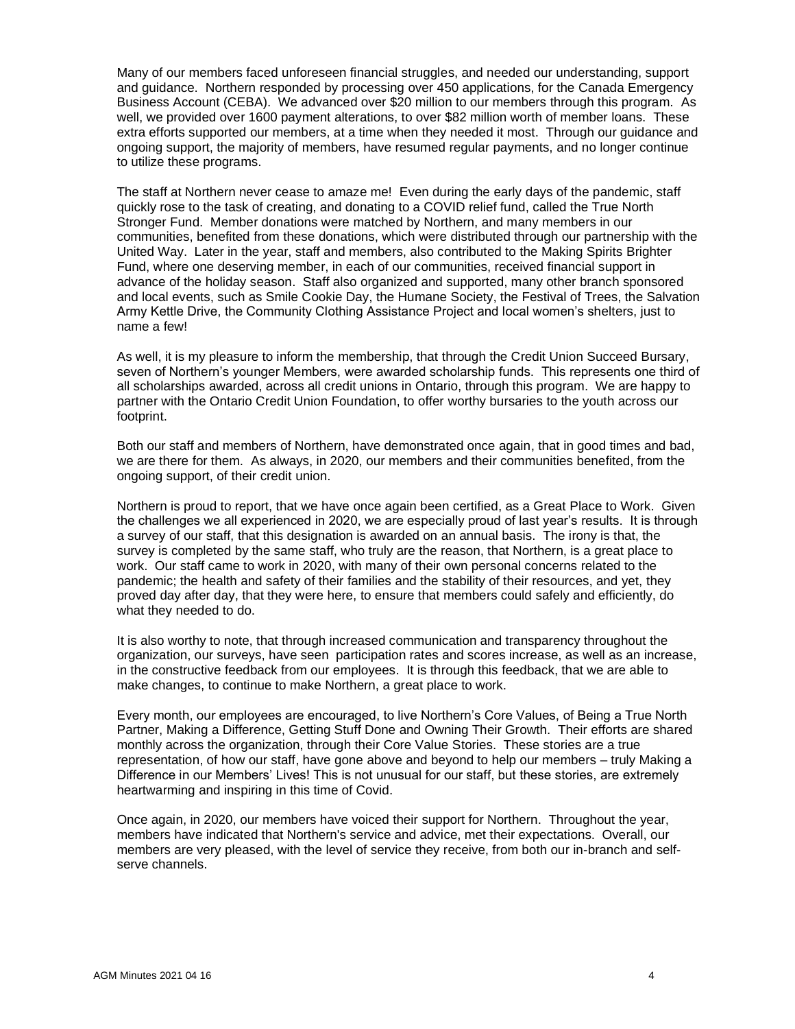Many of our members faced unforeseen financial struggles, and needed our understanding, support and guidance. Northern responded by processing over 450 applications, for the Canada Emergency Business Account (CEBA). We advanced over $20 million to our members through this program. As well, we provided over 1600 payment alterations, to over $82 million worth of member loans. These extra efforts supported our members, at a time when they needed it most. Through our guidance and ongoing support, the majority of members, have resumed regular payments, and no longer continue to utilize these programs.

The staff at Northern never cease to amaze me! Even during the early days of the pandemic, staff quickly rose to the task of creating, and donating to a COVID relief fund, called the True North Stronger Fund. Member donations were matched by Northern, and many members in our communities, benefited from these donations, which were distributed through our partnership with the United Way. Later in the year, staff and members, also contributed to the Making Spirits Brighter Fund, where one deserving member, in each of our communities, received financial support in advance of the holiday season. Staff also organized and supported, many other branch sponsored and local events, such as Smile Cookie Day, the Humane Society, the Festival of Trees, the Salvation Army Kettle Drive, the Community Clothing Assistance Project and local women's shelters, just to name a few!

As well, it is my pleasure to inform the membership, that through the Credit Union Succeed Bursary, seven of Northern's younger Members, were awarded scholarship funds. This represents one third of all scholarships awarded, across all credit unions in Ontario, through this program. We are happy to partner with the Ontario Credit Union Foundation, to offer worthy bursaries to the youth across our footprint.

Both our staff and members of Northern, have demonstrated once again, that in good times and bad, we are there for them. As always, in 2020, our members and their communities benefited, from the ongoing support, of their credit union.

Northern is proud to report, that we have once again been certified, as a Great Place to Work. Given the challenges we all experienced in 2020, we are especially proud of last year's results. It is through a survey of our staff, that this designation is awarded on an annual basis. The irony is that, the survey is completed by the same staff, who truly are the reason, that Northern, is a great place to work. Our staff came to work in 2020, with many of their own personal concerns related to the pandemic; the health and safety of their families and the stability of their resources, and yet, they proved day after day, that they were here, to ensure that members could safely and efficiently, do what they needed to do.

It is also worthy to note, that through increased communication and transparency throughout the organization, our surveys, have seen participation rates and scores increase, as well as an increase, in the constructive feedback from our employees. It is through this feedback, that we are able to make changes, to continue to make Northern, a great place to work.

Every month, our employees are encouraged, to live Northern's Core Values, of Being a True North Partner, Making a Difference, Getting Stuff Done and Owning Their Growth. Their efforts are shared monthly across the organization, through their Core Value Stories. These stories are a true representation, of how our staff, have gone above and beyond to help our members – truly Making a Difference in our Members' Lives! This is not unusual for our staff, but these stories, are extremely heartwarming and inspiring in this time of Covid.

Once again, in 2020, our members have voiced their support for Northern. Throughout the year, members have indicated that Northern's service and advice, met their expectations. Overall, our members are very pleased, with the level of service they receive, from both our in-branch and self-serve channels.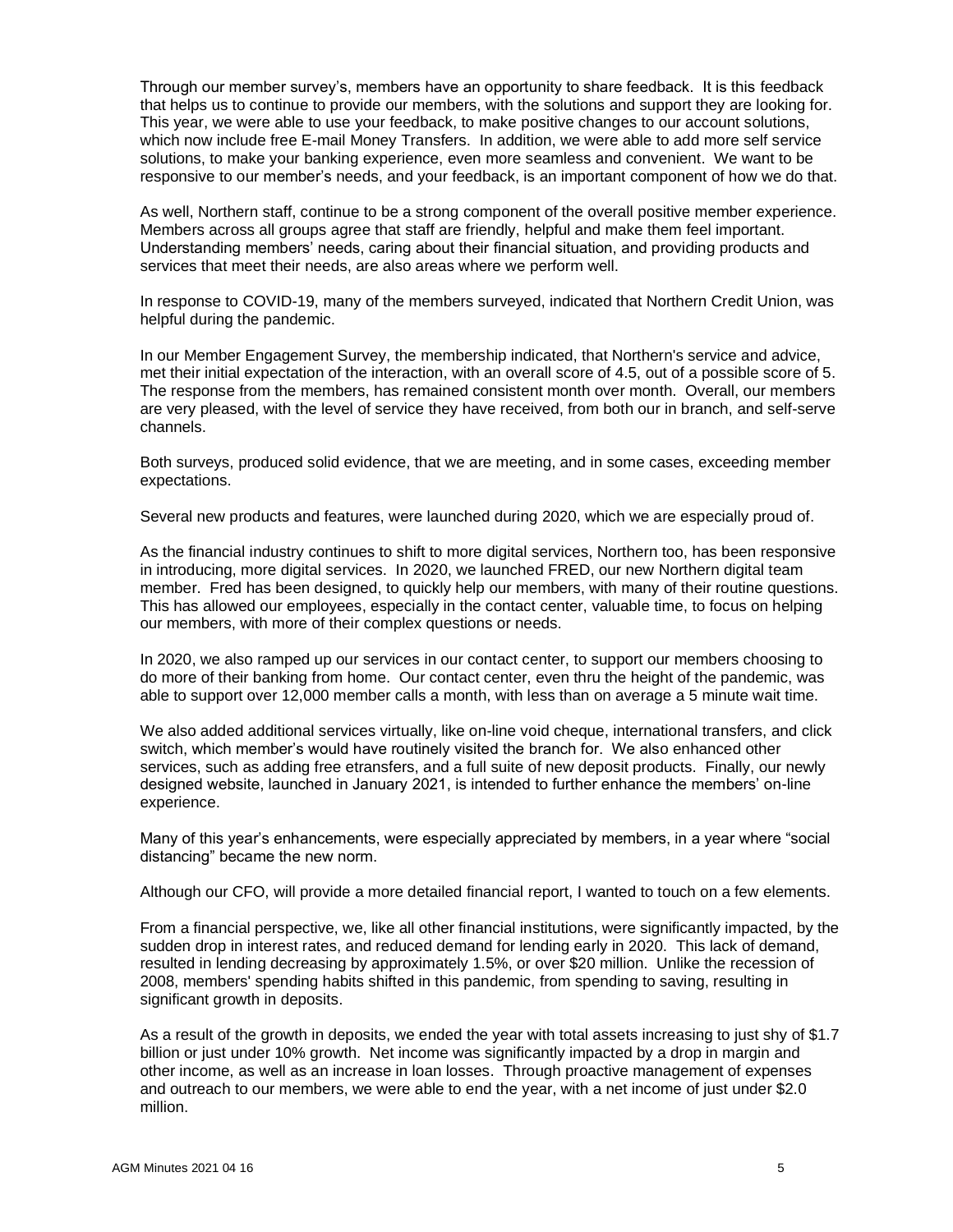Through our member survey's, members have an opportunity to share feedback. It is this feedback that helps us to continue to provide our members, with the solutions and support they are looking for. This year, we were able to use your feedback, to make positive changes to our account solutions, which now include free E-mail Money Transfers. In addition, we were able to add more self service solutions, to make your banking experience, even more seamless and convenient. We want to be responsive to our member's needs, and your feedback, is an important component of how we do that.

As well, Northern staff, continue to be a strong component of the overall positive member experience. Members across all groups agree that staff are friendly, helpful and make them feel important. Understanding members' needs, caring about their financial situation, and providing products and services that meet their needs, are also areas where we perform well.

In response to COVID-19, many of the members surveyed, indicated that Northern Credit Union, was helpful during the pandemic.

In our Member Engagement Survey, the membership indicated, that Northern's service and advice, met their initial expectation of the interaction, with an overall score of 4.5, out of a possible score of 5. The response from the members, has remained consistent month over month. Overall, our members are very pleased, with the level of service they have received, from both our in branch, and self-serve channels.

Both surveys, produced solid evidence, that we are meeting, and in some cases, exceeding member expectations.

Several new products and features, were launched during 2020, which we are especially proud of.

As the financial industry continues to shift to more digital services, Northern too, has been responsive in introducing, more digital services. In 2020, we launched FRED, our new Northern digital team member. Fred has been designed, to quickly help our members, with many of their routine questions. This has allowed our employees, especially in the contact center, valuable time, to focus on helping our members, with more of their complex questions or needs.

In 2020, we also ramped up our services in our contact center, to support our members choosing to do more of their banking from home. Our contact center, even thru the height of the pandemic, was able to support over 12,000 member calls a month, with less than on average a 5 minute wait time.

We also added additional services virtually, like on-line void cheque, international transfers, and click switch, which member's would have routinely visited the branch for. We also enhanced other services, such as adding free etransfers, and a full suite of new deposit products. Finally, our newly designed website, launched in January 2021, is intended to further enhance the members' on-line experience.

Many of this year's enhancements, were especially appreciated by members, in a year where "social distancing" became the new norm.

Although our CFO, will provide a more detailed financial report, I wanted to touch on a few elements.

From a financial perspective, we, like all other financial institutions, were significantly impacted, by the sudden drop in interest rates, and reduced demand for lending early in 2020. This lack of demand, resulted in lending decreasing by approximately 1.5%, or over $20 million. Unlike the recession of 2008, members' spending habits shifted in this pandemic, from spending to saving, resulting in significant growth in deposits.

As a result of the growth in deposits, we ended the year with total assets increasing to just shy of $1.7 billion or just under 10% growth. Net income was significantly impacted by a drop in margin and other income, as well as an increase in loan losses. Through proactive management of expenses and outreach to our members, we were able to end the year, with a net income of just under $2.0 million.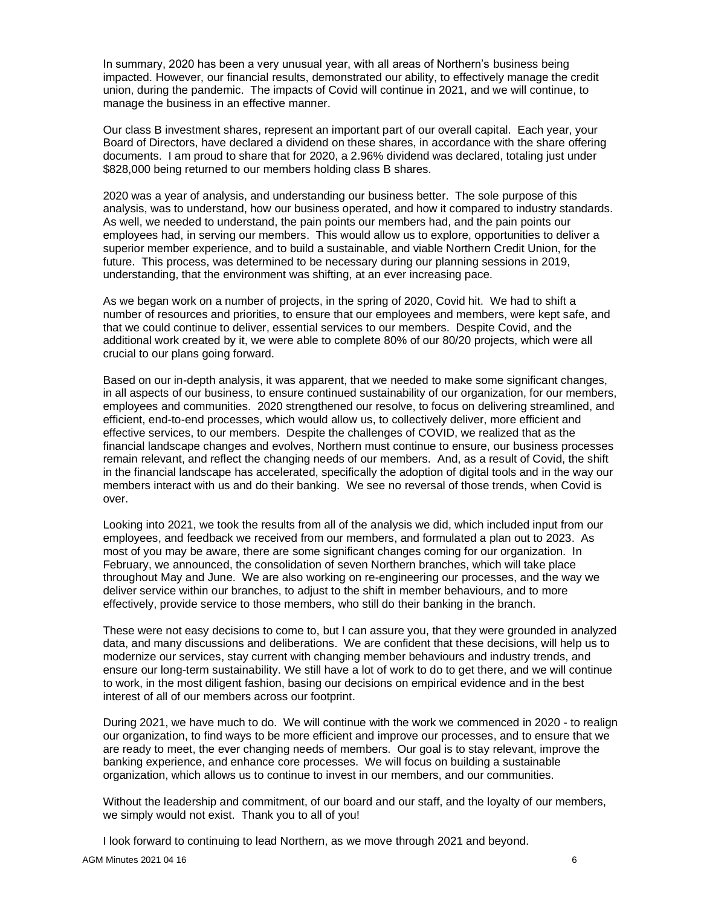In summary, 2020 has been a very unusual year, with all areas of Northern's business being impacted. However, our financial results, demonstrated our ability, to effectively manage the credit union, during the pandemic. The impacts of Covid will continue in 2021, and we will continue, to manage the business in an effective manner.

Our class B investment shares, represent an important part of our overall capital. Each year, your Board of Directors, have declared a dividend on these shares, in accordance with the share offering documents. I am proud to share that for 2020, a 2.96% dividend was declared, totaling just under \$828,000 being returned to our members holding class B shares.

2020 was a year of analysis, and understanding our business better. The sole purpose of this analysis, was to understand, how our business operated, and how it compared to industry standards. As well, we needed to understand, the pain points our members had, and the pain points our employees had, in serving our members. This would allow us to explore, opportunities to deliver a superior member experience, and to build a sustainable, and viable Northern Credit Union, for the future. This process, was determined to be necessary during our planning sessions in 2019, understanding, that the environment was shifting, at an ever increasing pace.

As we began work on a number of projects, in the spring of 2020, Covid hit. We had to shift a number of resources and priorities, to ensure that our employees and members, were kept safe, and that we could continue to deliver, essential services to our members. Despite Covid, and the additional work created by it, we were able to complete 80% of our 80/20 projects, which were all crucial to our plans going forward.

Based on our in-depth analysis, it was apparent, that we needed to make some significant changes, in all aspects of our business, to ensure continued sustainability of our organization, for our members, employees and communities. 2020 strengthened our resolve, to focus on delivering streamlined, and efficient, end-to-end processes, which would allow us, to collectively deliver, more efficient and effective services, to our members. Despite the challenges of COVID, we realized that as the financial landscape changes and evolves, Northern must continue to ensure, our business processes remain relevant, and reflect the changing needs of our members. And, as a result of Covid, the shift in the financial landscape has accelerated, specifically the adoption of digital tools and in the way our members interact with us and do their banking. We see no reversal of those trends, when Covid is over.

Looking into 2021, we took the results from all of the analysis we did, which included input from our employees, and feedback we received from our members, and formulated a plan out to 2023. As most of you may be aware, there are some significant changes coming for our organization. In February, we announced, the consolidation of seven Northern branches, which will take place throughout May and June. We are also working on re-engineering our processes, and the way we deliver service within our branches, to adjust to the shift in member behaviours, and to more effectively, provide service to those members, who still do their banking in the branch.

These were not easy decisions to come to, but I can assure you, that they were grounded in analyzed data, and many discussions and deliberations. We are confident that these decisions, will help us to modernize our services, stay current with changing member behaviours and industry trends, and ensure our long-term sustainability. We still have a lot of work to do to get there, and we will continue to work, in the most diligent fashion, basing our decisions on empirical evidence and in the best interest of all of our members across our footprint.

During 2021, we have much to do. We will continue with the work we commenced in 2020 - to realign our organization, to find ways to be more efficient and improve our processes, and to ensure that we are ready to meet, the ever changing needs of members. Our goal is to stay relevant, improve the banking experience, and enhance core processes. We will focus on building a sustainable organization, which allows us to continue to invest in our members, and our communities.

Without the leadership and commitment, of our board and our staff, and the loyalty of our members, we simply would not exist. Thank you to all of you!

I look forward to continuing to lead Northern, as we move through 2021 and beyond.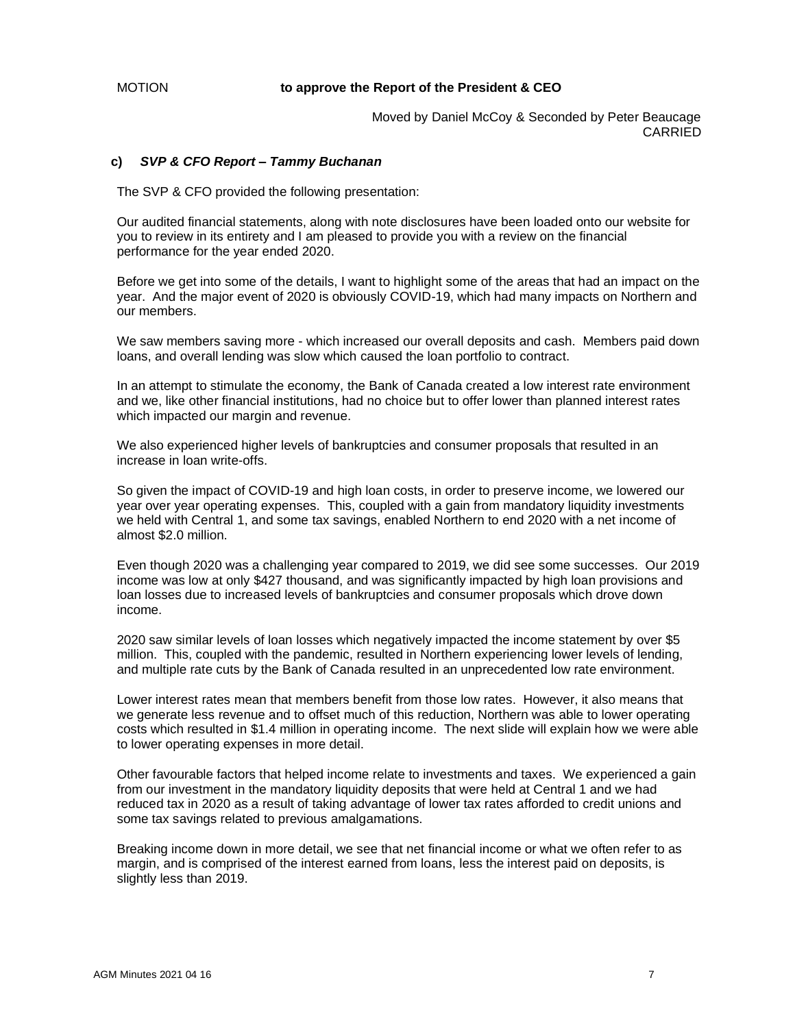MOTION **to approve the Report of the President & CEO**

Moved by Daniel McCoy & Seconded by Peter Beaucage
CARRIED

**c)** ***SVP & CFO Report – Tammy Buchanan***

The SVP & CFO provided the following presentation:

Our audited financial statements, along with note disclosures have been loaded onto our website for you to review in its entirety and I am pleased to provide you with a review on the financial performance for the year ended 2020.

Before we get into some of the details, I want to highlight some of the areas that had an impact on the year. And the major event of 2020 is obviously COVID-19, which had many impacts on Northern and our members.

We saw members saving more - which increased our overall deposits and cash. Members paid down loans, and overall lending was slow which caused the loan portfolio to contract.

In an attempt to stimulate the economy, the Bank of Canada created a low interest rate environment and we, like other financial institutions, had no choice but to offer lower than planned interest rates which impacted our margin and revenue.

We also experienced higher levels of bankruptcies and consumer proposals that resulted in an increase in loan write-offs.

So given the impact of COVID-19 and high loan costs, in order to preserve income, we lowered our year over year operating expenses. This, coupled with a gain from mandatory liquidity investments we held with Central 1, and some tax savings, enabled Northern to end 2020 with a net income of almost $2.0 million.

Even though 2020 was a challenging year compared to 2019, we did see some successes. Our 2019 income was low at only $427 thousand, and was significantly impacted by high loan provisions and loan losses due to increased levels of bankruptcies and consumer proposals which drove down income.

2020 saw similar levels of loan losses which negatively impacted the income statement by over $5 million. This, coupled with the pandemic, resulted in Northern experiencing lower levels of lending, and multiple rate cuts by the Bank of Canada resulted in an unprecedented low rate environment.

Lower interest rates mean that members benefit from those low rates. However, it also means that we generate less revenue and to offset much of this reduction, Northern was able to lower operating costs which resulted in $1.4 million in operating income. The next slide will explain how we were able to lower operating expenses in more detail.

Other favourable factors that helped income relate to investments and taxes. We experienced a gain from our investment in the mandatory liquidity deposits that were held at Central 1 and we had reduced tax in 2020 as a result of taking advantage of lower tax rates afforded to credit unions and some tax savings related to previous amalgamations.

Breaking income down in more detail, we see that net financial income or what we often refer to as margin, and is comprised of the interest earned from loans, less the interest paid on deposits, is slightly less than 2019.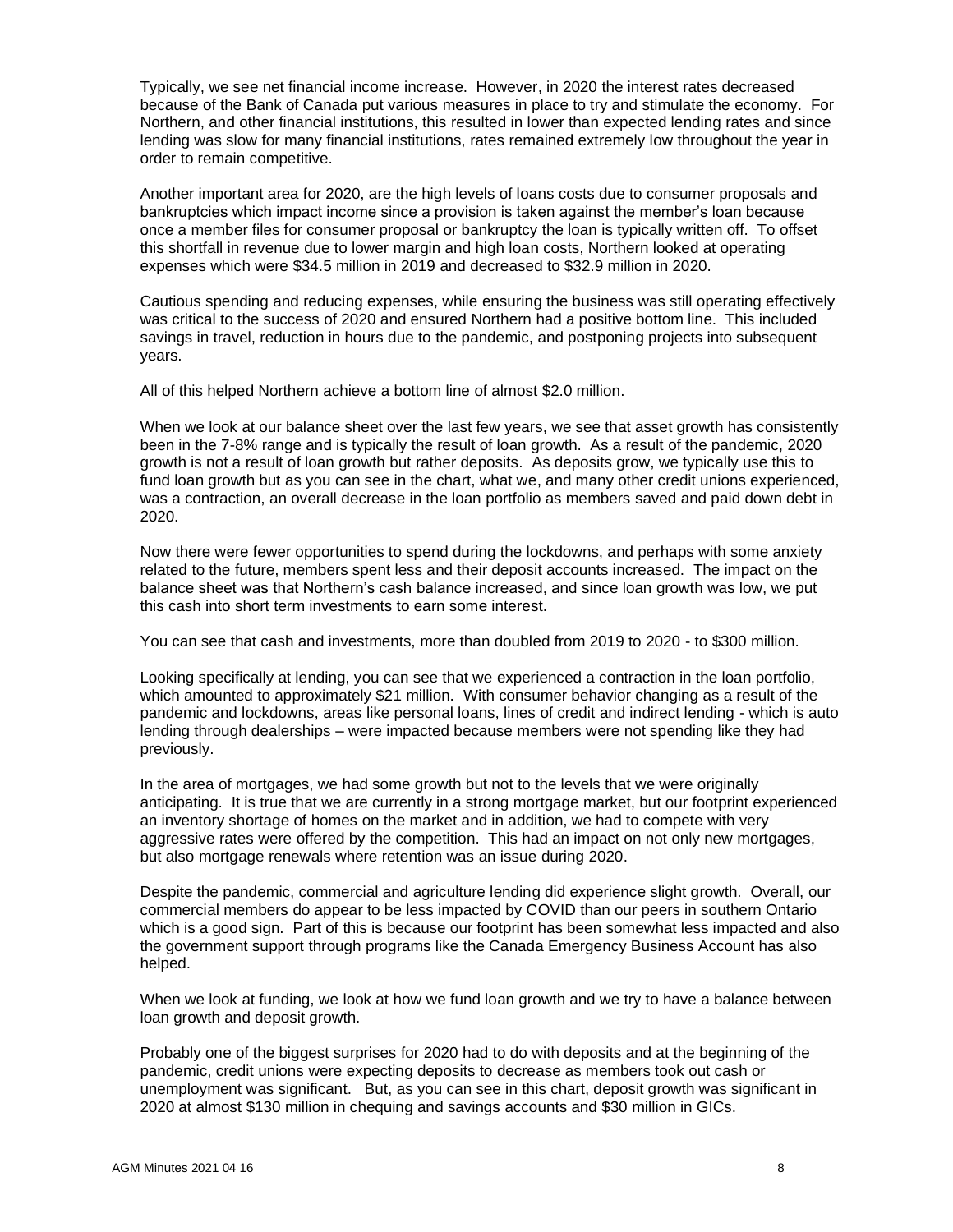Typically, we see net financial income increase. However, in 2020 the interest rates decreased because of the Bank of Canada put various measures in place to try and stimulate the economy. For Northern, and other financial institutions, this resulted in lower than expected lending rates and since lending was slow for many financial institutions, rates remained extremely low throughout the year in order to remain competitive.

Another important area for 2020, are the high levels of loans costs due to consumer proposals and bankruptcies which impact income since a provision is taken against the member's loan because once a member files for consumer proposal or bankruptcy the loan is typically written off. To offset this shortfall in revenue due to lower margin and high loan costs, Northern looked at operating expenses which were $34.5 million in 2019 and decreased to $32.9 million in 2020.

Cautious spending and reducing expenses, while ensuring the business was still operating effectively was critical to the success of 2020 and ensured Northern had a positive bottom line. This included savings in travel, reduction in hours due to the pandemic, and postponing projects into subsequent years.

All of this helped Northern achieve a bottom line of almost $2.0 million.

When we look at our balance sheet over the last few years, we see that asset growth has consistently been in the 7-8% range and is typically the result of loan growth. As a result of the pandemic, 2020 growth is not a result of loan growth but rather deposits. As deposits grow, we typically use this to fund loan growth but as you can see in the chart, what we, and many other credit unions experienced, was a contraction, an overall decrease in the loan portfolio as members saved and paid down debt in 2020.

Now there were fewer opportunities to spend during the lockdowns, and perhaps with some anxiety related to the future, members spent less and their deposit accounts increased. The impact on the balance sheet was that Northern's cash balance increased, and since loan growth was low, we put this cash into short term investments to earn some interest.

You can see that cash and investments, more than doubled from 2019 to 2020 - to $300 million.

Looking specifically at lending, you can see that we experienced a contraction in the loan portfolio, which amounted to approximately $21 million. With consumer behavior changing as a result of the pandemic and lockdowns, areas like personal loans, lines of credit and indirect lending - which is auto lending through dealerships – were impacted because members were not spending like they had previously.

In the area of mortgages, we had some growth but not to the levels that we were originally anticipating. It is true that we are currently in a strong mortgage market, but our footprint experienced an inventory shortage of homes on the market and in addition, we had to compete with very aggressive rates were offered by the competition. This had an impact on not only new mortgages, but also mortgage renewals where retention was an issue during 2020.

Despite the pandemic, commercial and agriculture lending did experience slight growth. Overall, our commercial members do appear to be less impacted by COVID than our peers in southern Ontario which is a good sign. Part of this is because our footprint has been somewhat less impacted and also the government support through programs like the Canada Emergency Business Account has also helped.

When we look at funding, we look at how we fund loan growth and we try to have a balance between loan growth and deposit growth.

Probably one of the biggest surprises for 2020 had to do with deposits and at the beginning of the pandemic, credit unions were expecting deposits to decrease as members took out cash or unemployment was significant. But, as you can see in this chart, deposit growth was significant in 2020 at almost $130 million in chequing and savings accounts and $30 million in GICs.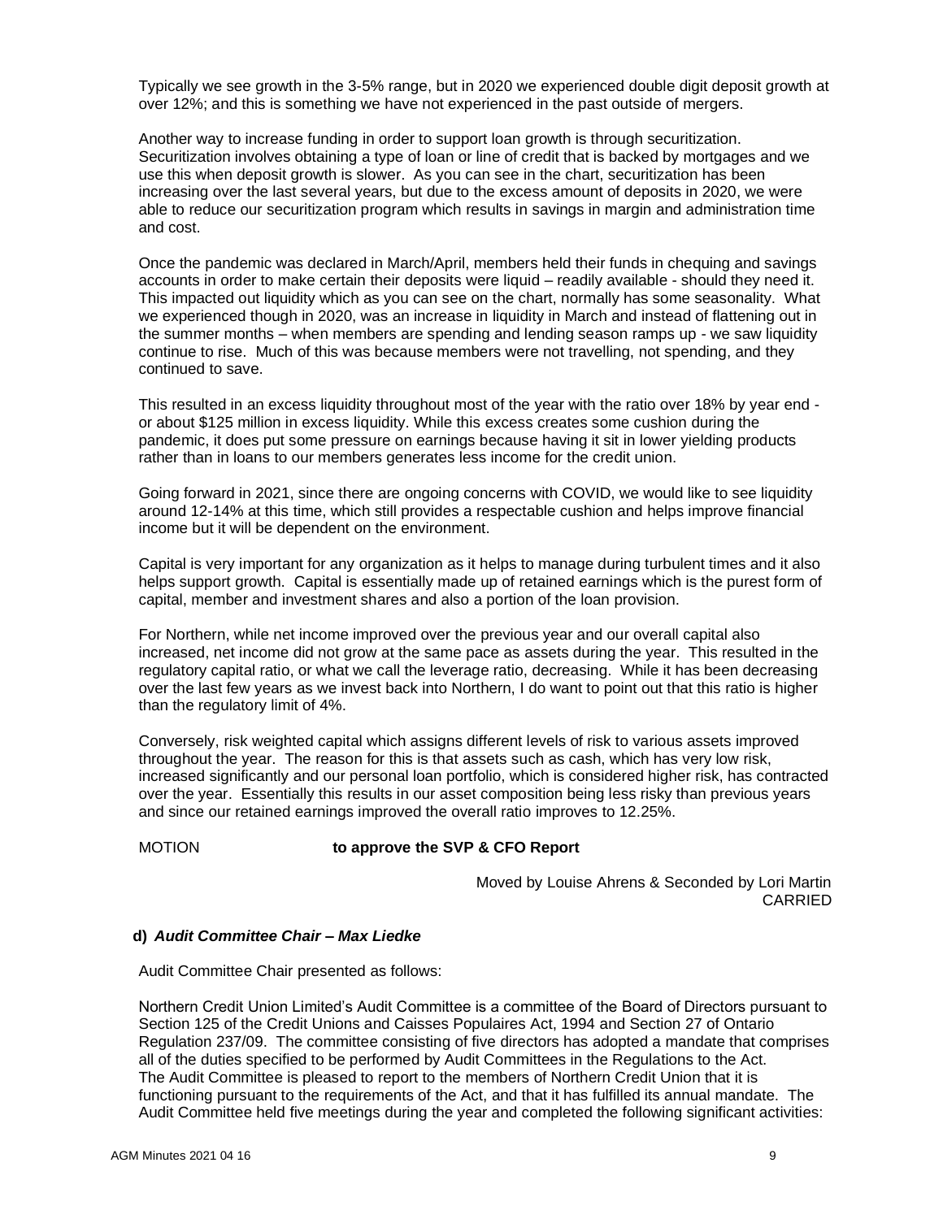Typically we see growth in the 3-5% range, but in 2020 we experienced double digit deposit growth at over 12%; and this is something we have not experienced in the past outside of mergers.

Another way to increase funding in order to support loan growth is through securitization. Securitization involves obtaining a type of loan or line of credit that is backed by mortgages and we use this when deposit growth is slower. As you can see in the chart, securitization has been increasing over the last several years, but due to the excess amount of deposits in 2020, we were able to reduce our securitization program which results in savings in margin and administration time and cost.

Once the pandemic was declared in March/April, members held their funds in chequing and savings accounts in order to make certain their deposits were liquid – readily available - should they need it. This impacted out liquidity which as you can see on the chart, normally has some seasonality. What we experienced though in 2020, was an increase in liquidity in March and instead of flattening out in the summer months – when members are spending and lending season ramps up - we saw liquidity continue to rise. Much of this was because members were not travelling, not spending, and they continued to save.

This resulted in an excess liquidity throughout most of the year with the ratio over 18% by year end - or about $125 million in excess liquidity. While this excess creates some cushion during the pandemic, it does put some pressure on earnings because having it sit in lower yielding products rather than in loans to our members generates less income for the credit union.

Going forward in 2021, since there are ongoing concerns with COVID, we would like to see liquidity around 12-14% at this time, which still provides a respectable cushion and helps improve financial income but it will be dependent on the environment.

Capital is very important for any organization as it helps to manage during turbulent times and it also helps support growth. Capital is essentially made up of retained earnings which is the purest form of capital, member and investment shares and also a portion of the loan provision.

For Northern, while net income improved over the previous year and our overall capital also increased, net income did not grow at the same pace as assets during the year. This resulted in the regulatory capital ratio, or what we call the leverage ratio, decreasing. While it has been decreasing over the last few years as we invest back into Northern, I do want to point out that this ratio is higher than the regulatory limit of 4%.

Conversely, risk weighted capital which assigns different levels of risk to various assets improved throughout the year. The reason for this is that assets such as cash, which has very low risk, increased significantly and our personal loan portfolio, which is considered higher risk, has contracted over the year. Essentially this results in our asset composition being less risky than previous years and since our retained earnings improved the overall ratio improves to 12.25%.

MOTION **to approve the SVP & CFO Report**

Moved by Louise Ahrens & Seconded by Lori Martin
CARRIED

**d) *Audit Committee Chair – Max Liedke***

Audit Committee Chair presented as follows:

Northern Credit Union Limited's Audit Committee is a committee of the Board of Directors pursuant to Section 125 of the Credit Unions and Caisses Populaires Act, 1994 and Section 27 of Ontario Regulation 237/09. The committee consisting of five directors has adopted a mandate that comprises all of the duties specified to be performed by Audit Committees in the Regulations to the Act. The Audit Committee is pleased to report to the members of Northern Credit Union that it is functioning pursuant to the requirements of the Act, and that it has fulfilled its annual mandate. The Audit Committee held five meetings during the year and completed the following significant activities: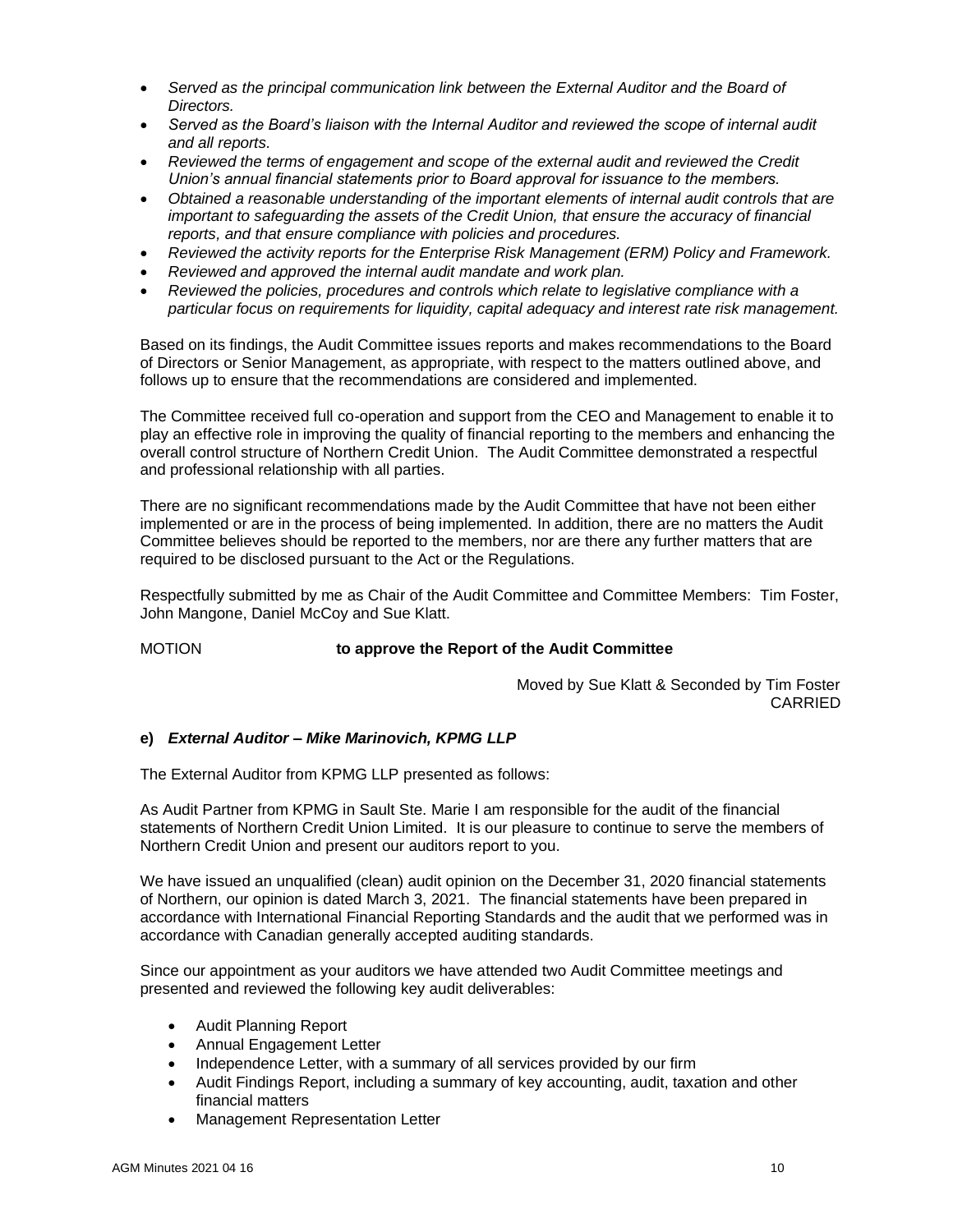- *Served as the principal communication link between the External Auditor and the Board of Directors.*
- *Served as the Board's liaison with the Internal Auditor and reviewed the scope of internal audit and all reports.*
- *Reviewed the terms of engagement and scope of the external audit and reviewed the Credit Union's annual financial statements prior to Board approval for issuance to the members.*
- *Obtained a reasonable understanding of the important elements of internal audit controls that are important to safeguarding the assets of the Credit Union, that ensure the accuracy of financial reports, and that ensure compliance with policies and procedures.*
- *Reviewed the activity reports for the Enterprise Risk Management (ERM) Policy and Framework.*
- *Reviewed and approved the internal audit mandate and work plan.*
- *Reviewed the policies, procedures and controls which relate to legislative compliance with a particular focus on requirements for liquidity, capital adequacy and interest rate risk management.*

Based on its findings, the Audit Committee issues reports and makes recommendations to the Board of Directors or Senior Management, as appropriate, with respect to the matters outlined above, and follows up to ensure that the recommendations are considered and implemented.

The Committee received full co-operation and support from the CEO and Management to enable it to play an effective role in improving the quality of financial reporting to the members and enhancing the overall control structure of Northern Credit Union. The Audit Committee demonstrated a respectful and professional relationship with all parties.

There are no significant recommendations made by the Audit Committee that have not been either implemented or are in the process of being implemented. In addition, there are no matters the Audit Committee believes should be reported to the members, nor are there any further matters that are required to be disclosed pursuant to the Act or the Regulations.

Respectfully submitted by me as Chair of the Audit Committee and Committee Members: Tim Foster, John Mangone, Daniel McCoy and Sue Klatt.

MOTION **to approve the Report of the Audit Committee**

Moved by Sue Klatt & Seconded by Tim Foster
CARRIED

**e)** ***External Auditor – Mike Marinovich, KPMG LLP***

The External Auditor from KPMG LLP presented as follows:

As Audit Partner from KPMG in Sault Ste. Marie I am responsible for the audit of the financial statements of Northern Credit Union Limited. It is our pleasure to continue to serve the members of Northern Credit Union and present our auditors report to you.

We have issued an unqualified (clean) audit opinion on the December 31, 2020 financial statements of Northern, our opinion is dated March 3, 2021. The financial statements have been prepared in accordance with International Financial Reporting Standards and the audit that we performed was in accordance with Canadian generally accepted auditing standards.

Since our appointment as your auditors we have attended two Audit Committee meetings and presented and reviewed the following key audit deliverables:

- Audit Planning Report
- Annual Engagement Letter
- Independence Letter, with a summary of all services provided by our firm
- Audit Findings Report, including a summary of key accounting, audit, taxation and other financial matters
- Management Representation Letter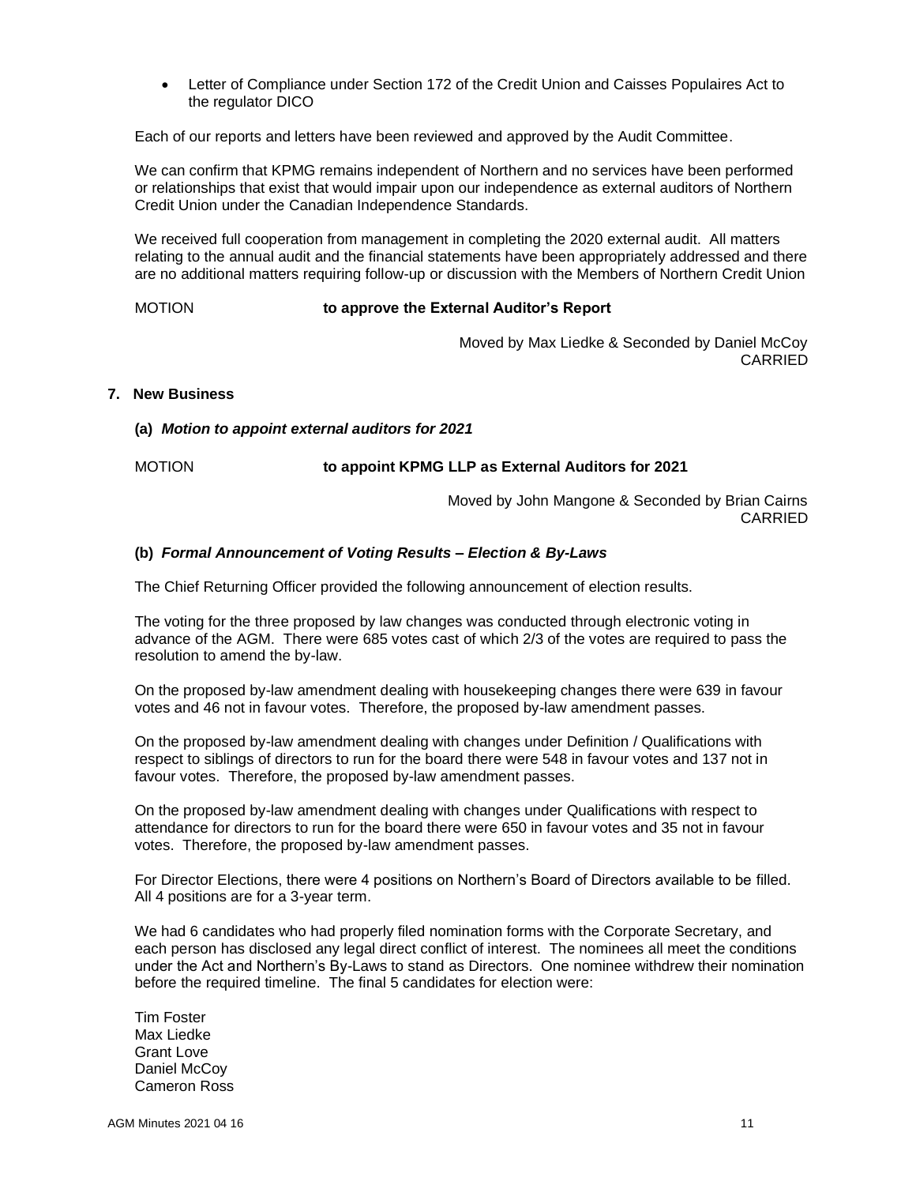- Letter of Compliance under Section 172 of the Credit Union and Caisses Populaires Act to the regulator DICO

Each of our reports and letters have been reviewed and approved by the Audit Committee.

We can confirm that KPMG remains independent of Northern and no services have been performed or relationships that exist that would impair upon our independence as external auditors of Northern Credit Union under the Canadian Independence Standards.

We received full cooperation from management in completing the 2020 external audit. All matters relating to the annual audit and the financial statements have been appropriately addressed and there are no additional matters requiring follow-up or discussion with the Members of Northern Credit Union

MOTION **to approve the External Auditor's Report**

Moved by Max Liedke & Seconded by Daniel McCoy
CARRIED

**7. New Business**

**(a)** ***Motion to appoint external auditors for 2021***

MOTION **to appoint KPMG LLP as External Auditors for 2021**

Moved by John Mangone & Seconded by Brian Cairns
CARRIED

**(b)** ***Formal Announcement of Voting Results – Election & By-Laws***

The Chief Returning Officer provided the following announcement of election results.

The voting for the three proposed by law changes was conducted through electronic voting in advance of the AGM. There were 685 votes cast of which 2/3 of the votes are required to pass the resolution to amend the by-law.

On the proposed by-law amendment dealing with housekeeping changes there were 639 in favour votes and 46 not in favour votes. Therefore, the proposed by-law amendment passes.

On the proposed by-law amendment dealing with changes under Definition / Qualifications with respect to siblings of directors to run for the board there were 548 in favour votes and 137 not in favour votes. Therefore, the proposed by-law amendment passes.

On the proposed by-law amendment dealing with changes under Qualifications with respect to attendance for directors to run for the board there were 650 in favour votes and 35 not in favour votes. Therefore, the proposed by-law amendment passes.

For Director Elections, there were 4 positions on Northern's Board of Directors available to be filled. All 4 positions are for a 3-year term.

We had 6 candidates who had properly filed nomination forms with the Corporate Secretary, and each person has disclosed any legal direct conflict of interest. The nominees all meet the conditions under the Act and Northern's By-Laws to stand as Directors. One nominee withdrew their nomination before the required timeline. The final 5 candidates for election were:

Tim Foster
Max Liedke
Grant Love
Daniel McCoy
Cameron Ross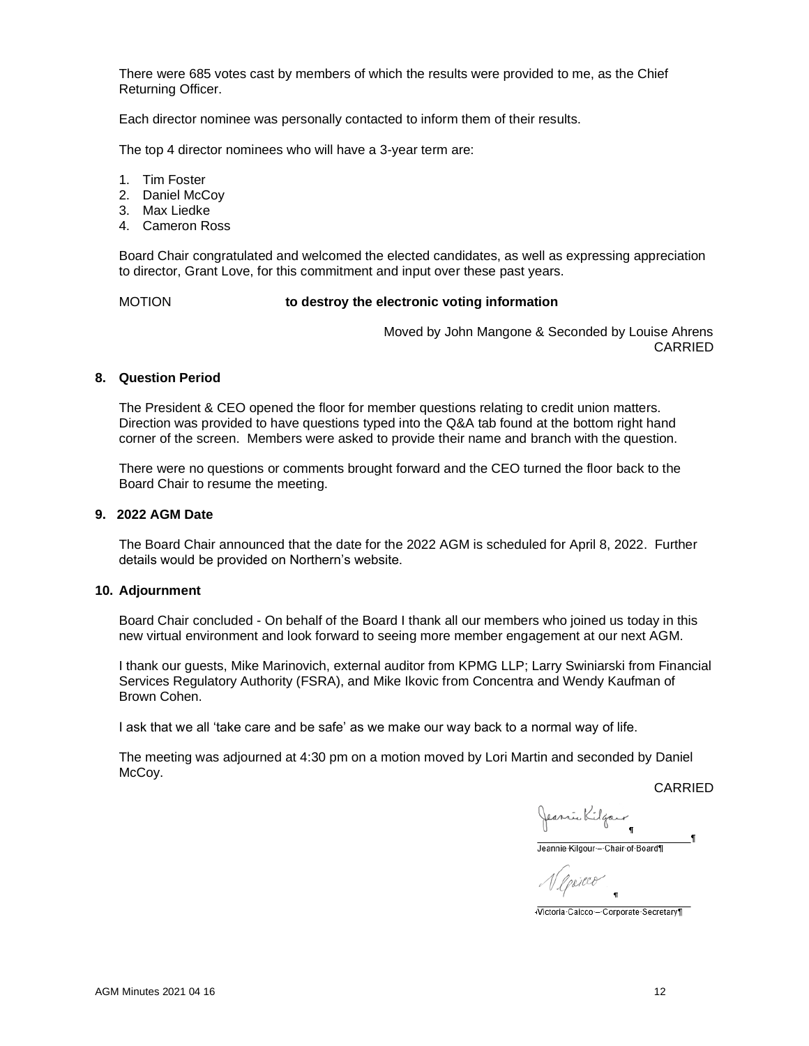There were 685 votes cast by members of which the results were provided to me, as the Chief Returning Officer.

Each director nominee was personally contacted to inform them of their results.

The top 4 director nominees who will have a 3-year term are:

1. Tim Foster
2. Daniel McCoy
3. Max Liedke
4. Cameron Ross

Board Chair congratulated and welcomed the elected candidates, as well as expressing appreciation to director, Grant Love, for this commitment and input over these past years.

MOTION **to destroy the electronic voting information**

Moved by John Mangone & Seconded by Louise Ahrens
CARRIED

**8. Question Period**

The President & CEO opened the floor for member questions relating to credit union matters. Direction was provided to have questions typed into the Q&A tab found at the bottom right hand corner of the screen. Members were asked to provide their name and branch with the question.

There were no questions or comments brought forward and the CEO turned the floor back to the Board Chair to resume the meeting.

**9. 2022 AGM Date**

The Board Chair announced that the date for the 2022 AGM is scheduled for April 8, 2022. Further details would be provided on Northern's website.

**10. Adjournment**

Board Chair concluded - On behalf of the Board I thank all our members who joined us today in this new virtual environment and look forward to seeing more member engagement at our next AGM.

I thank our guests, Mike Marinovich, external auditor from KPMG LLP; Larry Swiniarski from Financial Services Regulatory Authority (FSRA), and Mike Ikovic from Concentra and Wendy Kaufman of Brown Cohen.

I ask that we all 'take care and be safe' as we make our way back to a normal way of life.

The meeting was adjourned at 4:30 pm on a motion moved by Lori Martin and seconded by Daniel McCoy.

CARRIED

Jeannie Kilgour

Jeannie Kilgour – Chair of Board

V. Calcco

Victoria Calcco – Corporate Secretary